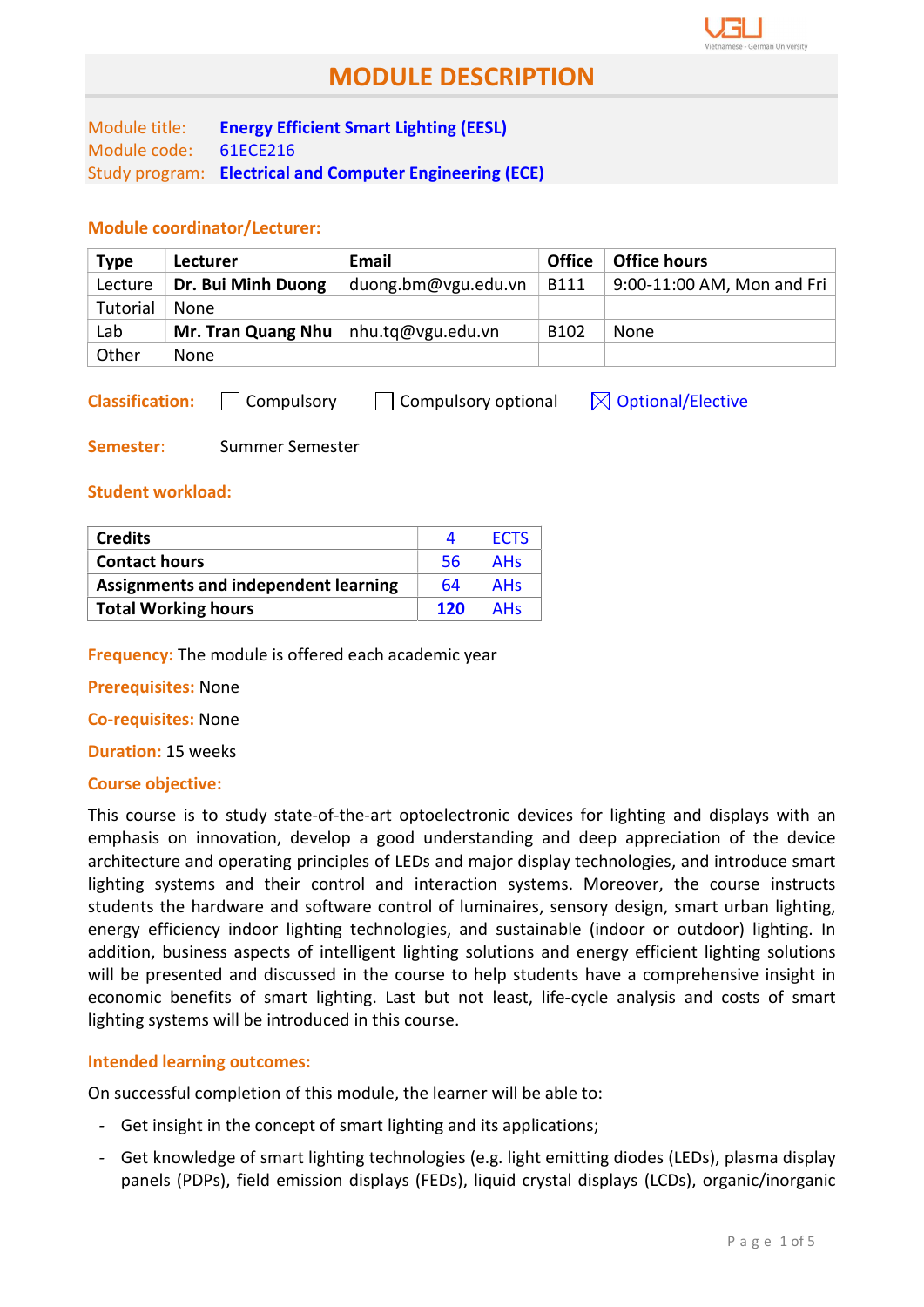# MODULE DESCRIPTION

Module title: **Energy Efficient Smart Lighting (EESL)**
Module code: 61ECE216
Study program: **Electrical and Computer Engineering (ECE)**

### Module coordinator/Lecturer:

| Type | Lecturer | Email | Office | Office hours |
|---|---|---|---|---|
| Lecture | **Dr. Bui Minh Duong** | duong.bm@vgu.edu.vn | B111 | 9:00-11:00 AM, Mon and Fri |
| Tutorial | None | | | |
| Lab | **Mr. Tran Quang Nhu** | nhu.tq@vgu.edu.vn | B102 | None |
| Other | None | | | |

**Classification:** ☐ Compulsory ☐ Compulsory optional ☒ Optional/Elective

**Semester:** Summer Semester

### Student workload:

| | | |
|---|---|---|
| **Credits** | 4 | ECTS |
| **Contact hours** | 56 | AHs |
| **Assignments and independent learning** | 64 | AHs |
| **Total Working hours** | **120** | AHs |

**Frequency:** The module is offered each academic year

**Prerequisites:** None

**Co-requisites:** None

**Duration:** 15 weeks

**Course objective:**

This course is to study state-of-the-art optoelectronic devices for lighting and displays with an emphasis on innovation, develop a good understanding and deep appreciation of the device architecture and operating principles of LEDs and major display technologies, and introduce smart lighting systems and their control and interaction systems. Moreover, the course instructs students the hardware and software control of luminaires, sensory design, smart urban lighting, energy efficiency indoor lighting technologies, and sustainable (indoor or outdoor) lighting. In addition, business aspects of intelligent lighting solutions and energy efficient lighting solutions will be presented and discussed in the course to help students have a comprehensive insight in economic benefits of smart lighting. Last but not least, life-cycle analysis and costs of smart lighting systems will be introduced in this course.

**Intended learning outcomes:**

On successful completion of this module, the learner will be able to:

- Get insight in the concept of smart lighting and its applications;
- Get knowledge of smart lighting technologies (e.g. light emitting diodes (LEDs), plasma display panels (PDPs), field emission displays (FEDs), liquid crystal displays (LCDs), organic/inorganic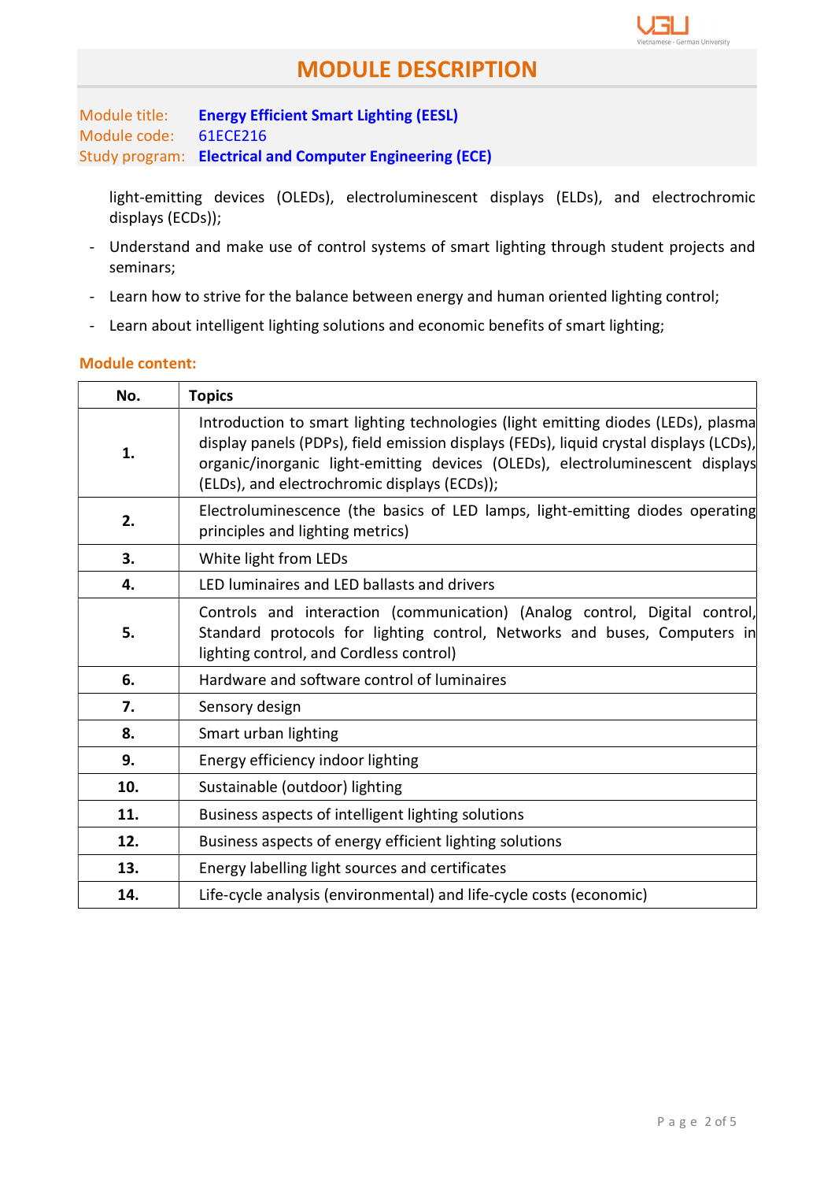# MODULE DESCRIPTION

Module title: **Energy Efficient Smart Lighting (EESL)**
Module code: 61ECE216
Study program: **Electrical and Computer Engineering (ECE)**

light-emitting devices (OLEDs), electroluminescent displays (ELDs), and electrochromic displays (ECDs));

- Understand and make use of control systems of smart lighting through student projects and seminars;
- Learn how to strive for the balance between energy and human oriented lighting control;
- Learn about intelligent lighting solutions and economic benefits of smart lighting;

**Module content:**

| No. | Topics |
|---|---|
| **1.** | Introduction to smart lighting technologies (light emitting diodes (LEDs), plasma display panels (PDPs), field emission displays (FEDs), liquid crystal displays (LCDs), organic/inorganic light-emitting devices (OLEDs), electroluminescent displays (ELDs), and electrochromic displays (ECDs)); |
| **2.** | Electroluminescence (the basics of LED lamps, light-emitting diodes operating principles and lighting metrics) |
| **3.** | White light from LEDs |
| **4.** | LED luminaires and LED ballasts and drivers |
| **5.** | Controls and interaction (communication) (Analog control, Digital control, Standard protocols for lighting control, Networks and buses, Computers in lighting control, and Cordless control) |
| **6.** | Hardware and software control of luminaires |
| **7.** | Sensory design |
| **8.** | Smart urban lighting |
| **9.** | Energy efficiency indoor lighting |
| **10.** | Sustainable (outdoor) lighting |
| **11.** | Business aspects of intelligent lighting solutions |
| **12.** | Business aspects of energy efficient lighting solutions |
| **13.** | Energy labelling light sources and certificates |
| **14.** | Life-cycle analysis (environmental) and life-cycle costs (economic) |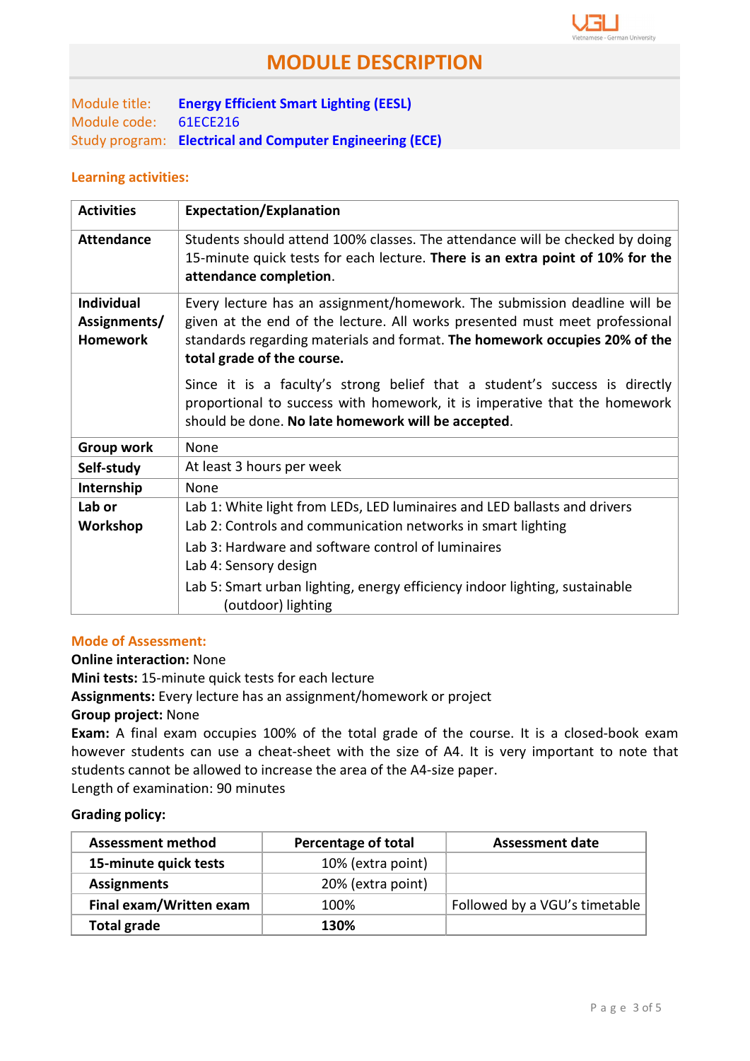# MODULE DESCRIPTION

Module title: **Energy Efficient Smart Lighting (EESL)**
Module code: 61ECE216
Study program: **Electrical and Computer Engineering (ECE)**

## Learning activities:

| Activities | Expectation/Explanation |
|---|---|
| **Attendance** | Students should attend 100% classes. The attendance will be checked by doing 15-minute quick tests for each lecture. **There is an extra point of 10% for the attendance completion**. |
| **Individual Assignments/ Homework** | Every lecture has an assignment/homework. The submission deadline will be given at the end of the lecture. All works presented must meet professional standards regarding materials and format. **The homework occupies 20% of the total grade of the course.** Since it is a faculty's strong belief that a student's success is directly proportional to success with homework, it is imperative that the homework should be done. **No late homework will be accepted**. |
| **Group work** | None |
| **Self-study** | At least 3 hours per week |
| **Internship** | None |
| **Lab or Workshop** | Lab 1: White light from LEDs, LED luminaires and LED ballasts and drivers<br>Lab 2: Controls and communication networks in smart lighting<br>Lab 3: Hardware and software control of luminaires<br>Lab 4: Sensory design<br>Lab 5: Smart urban lighting, energy efficiency indoor lighting, sustainable (outdoor) lighting |

## Mode of Assessment:

**Online interaction:** None
**Mini tests:** 15-minute quick tests for each lecture
**Assignments:** Every lecture has assignment/homework or project
**Group project:** None
**Exam:** A final exam occupies 100% of the total grade of the course. It is a closed-book exam however students can use a cheat-sheet with the size of A4. It is very important to note that students cannot be allowed to increase the area of the A4-size paper.
Length of examination: 90 minutes

**Grading policy:**

| Assessment method | Percentage of total | Assessment date |
|---|---|---|
| **15-minute quick tests** | 10% (extra point) | |
| **Assignments** | 20% (extra point) | |
| **Final exam/Written exam** | 100% | Followed by a VGU's timetable |
| **Total grade** | **130%** | |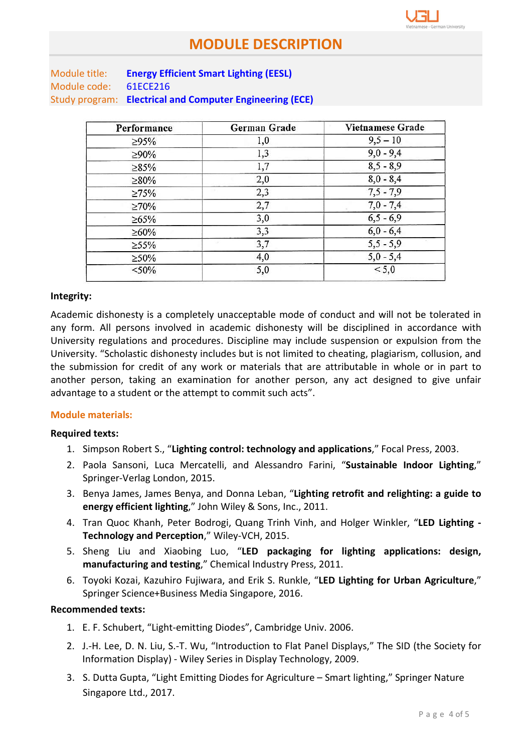# MODULE DESCRIPTION

Module title: **Energy Efficient Smart Lighting (EESL)**
Module code: 61ECE216
Study program: **Electrical and Computer Engineering (ECE)**

| Performance | German Grade | Vietnamese Grade |
|---|---|---|
| ≥95% | 1,0 | 9,5 – 10 |
| ≥90% | 1,3 | 9,0 - 9,4 |
| ≥85% | 1,7 | 8,5 - 8,9 |
| ≥80% | 2,0 | 8,0 - 8,4 |
| ≥75% | 2,3 | 7,5 - 7,9 |
| ≥70% | 2,7 | 7,0 - 7,4 |
| ≥65% | 3,0 | 6,5 - 6,9 |
| ≥60% | 3,3 | 6,0 - 6,4 |
| ≥55% | 3,7 | 5,5 - 5,9 |
| ≥50% | 4,0 | 5,0 - 5,4 |
| <50% | 5,0 | < 5,0 |

**Integrity:**

Academic dishonesty is a completely unacceptable mode of conduct and will not be tolerated in any form. All persons involved in academic dishonesty will be disciplined in accordance with University regulations and procedures. Discipline may include suspension or expulsion from the University. "Scholastic dishonesty includes but is not limited to cheating, plagiarism, collusion, and the submission for credit of any work or materials that are attributable in whole or in part to another person, taking an examination for another person, any act designed to give unfair advantage to a student or the attempt to commit such acts".

## Module materials:

**Required texts:**

1. Simpson Robert S., "**Lighting control: technology and applications**," Focal Press, 2003.
2. Paola Sansoni, Luca Mercatelli, and Alessandro Farini, "**Sustainable Indoor Lighting**," Springer-Verlag London, 2015.
3. Benya James, James Benya, and Donna Leban, "**Lighting retrofit and relighting: a guide to energy efficient lighting**," John Wiley & Sons, Inc., 2011.
4. Tran Quoc Khanh, Peter Bodrogi, Quang Trinh Vinh, and Holger Winkler, "**LED Lighting - Technology and Perception**," Wiley-VCH, 2015.
5. Sheng Liu and Xiaobing Luo, "**LED packaging for lighting applications: design, manufacturing and testing**," Chemical Industry Press, 2011.
6. Toyoki Kozai, Kazuhiro Fujiwara, and Erik S. Runkle, "**LED Lighting for Urban Agriculture**," Springer Science+Business Media Singapore, 2016.

**Recommended texts:**

1. E. F. Schubert, "Light-emitting Diodes", Cambridge Univ. 2006.
2. J.-H. Lee, D. N. Liu, S.-T. Wu, "Introduction to Flat Panel Displays," The SID (the Society for Information Display) - Wiley Series in Display Technology, 2009.
3. S. Dutta Gupta, "Light Emitting Diodes for Agriculture – Smart lighting," Springer Nature Singapore Ltd., 2017.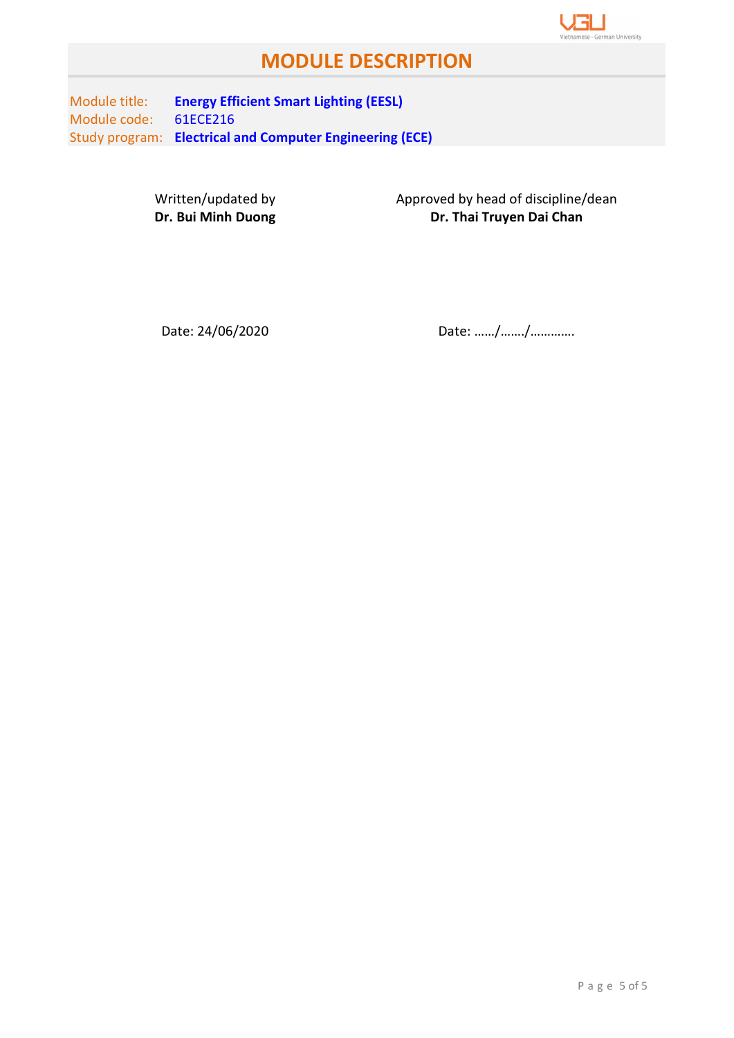# MODULE DESCRIPTION

Module title: **Energy Efficient Smart Lighting (EESL)**
Module code: 61ECE216
Study program: **Electrical and Computer Engineering (ECE)**

| Written/updated by | Approved by head of discipline/dean |
|---|---|
| **Dr. Bui Minh Duong** | **Dr. Thai Truyen Dai Chan** |
| Date: 24/06/2020 | Date: ……/……./…………. |